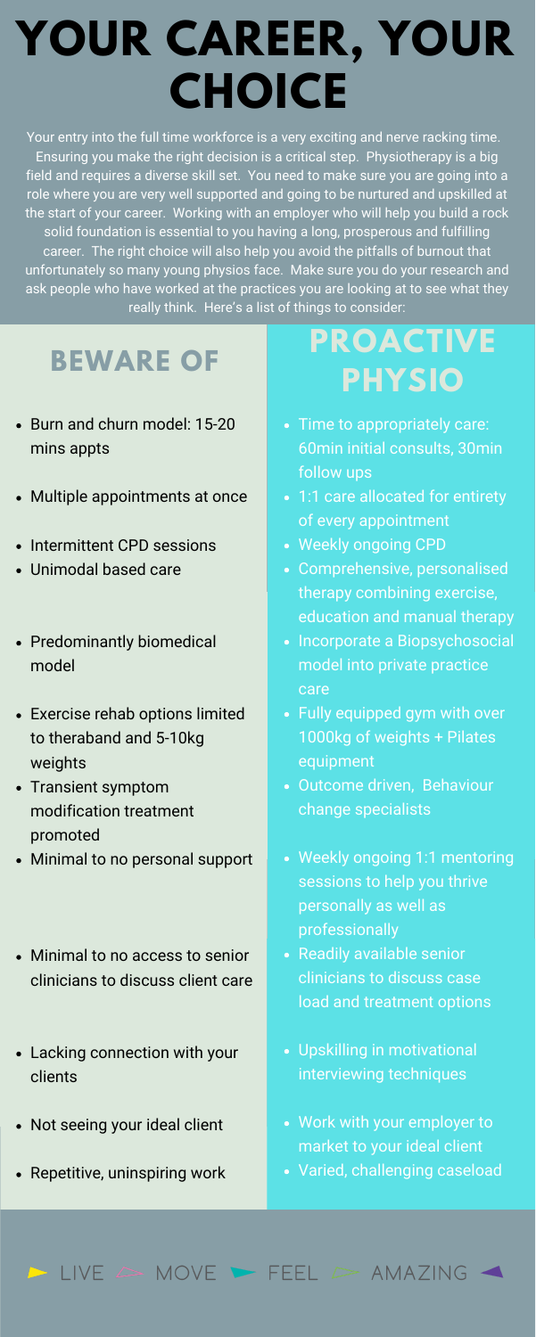# YOUR CAREER, YOUR CHOICE

Your entry into the full time workforce is a very exciting and nerve racking time. Ensuring you make the right decision is a critical step. Physiotherapy is a big field and requires a diverse skill set. You need to make sure you are going into a role where you are very well supported and going to be nurtured and upskilled at the start of your career. Working with an employer who will help you build a rock solid foundation is essential to you having a long, prosperous and fulfilling career. The right choice will also help you avoid the pitfalls of burnout that unfortunately so many young physios face. Make sure you do your research and ask people who have worked at the practices you are looking at to see what they really think. Here's a list of things to consider:

| BEWARE OF | PROACTIVE PHYSIO |
| --- | --- |
| Burn and churn model: 15-20 mins appts | Time to appropriately care: 60min initial consults, 30min follow ups |
| Multiple appointments at once | 1:1 care allocated for entirety of every appointment |
| Intermittent CPD sessions | Weekly ongoing CPD |
| Unimodal based care | Comprehensive, personalised therapy combining exercise, education and manual therapy |
| Predominantly biomedical model | Incorporate a Biopsychosocial model into private practice care |
| Exercise rehab options limited to theraband and 5-10kg weights | Fully equipped gym with over 1000kg of weights + Pilates equipment |
| Transient symptom modification treatment promoted | Outcome driven, Behaviour change specialists |
| Minimal to no personal support | Weekly ongoing 1:1 mentoring sessions to help you thrive personally as well as professionally |
| Minimal to no access to senior clinicians to discuss client care | Readily available senior clinicians to discuss case load and treatment options |
| Lacking connection with your clients | Upskilling in motivational interviewing techniques |
| Not seeing your ideal client | Work with your employer to market to your ideal client |
| Repetitive, uninspiring work | Varied, challenging caseload |

LIVE MOVE FEEL AMAZING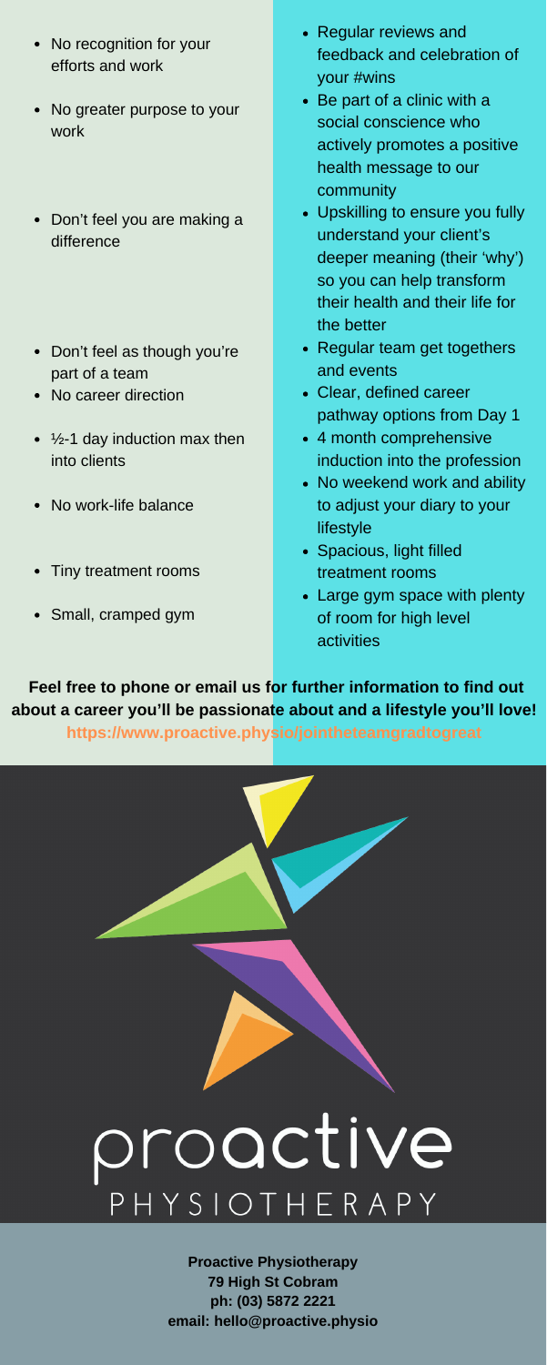| | |
|---|---|
| No recognition for your efforts and work | Regular reviews and feedback and celebration of your #wins |
| No greater purpose to your work | Be part of a clinic with a social conscience who actively promotes a positive health message to our community |
| Don't feel you are making a difference | Upskilling to ensure you fully understand your client's deeper meaning (their 'why') so you can help transform their health and their life for the better |
| Don't feel as though you're part of a team | Regular team get togethers and events |
| No career direction | Clear, defined career pathway options from Day 1 |
| ½-1 day induction max then into clients | 4 month comprehensive induction into the profession |
| No work-life balance | No weekend work and ability to adjust your diary to your lifestyle |
| Tiny treatment rooms | Spacious, light filled treatment rooms |
| Small, cramped gym | Large gym space with plenty of room for high level activities |

**Feel free to phone or email us for further information to find out about a career you'll be passionate about and a lifestyle you'll love!**

**https://www.proactive.physio/jointheteamgradtogreat**

proactive
PHYSIOTHERAPY

**Proactive Physiotherapy**
**79 High St Cobram**
**ph: (03) 5872 2221**
**email: hello@proactive.physio**